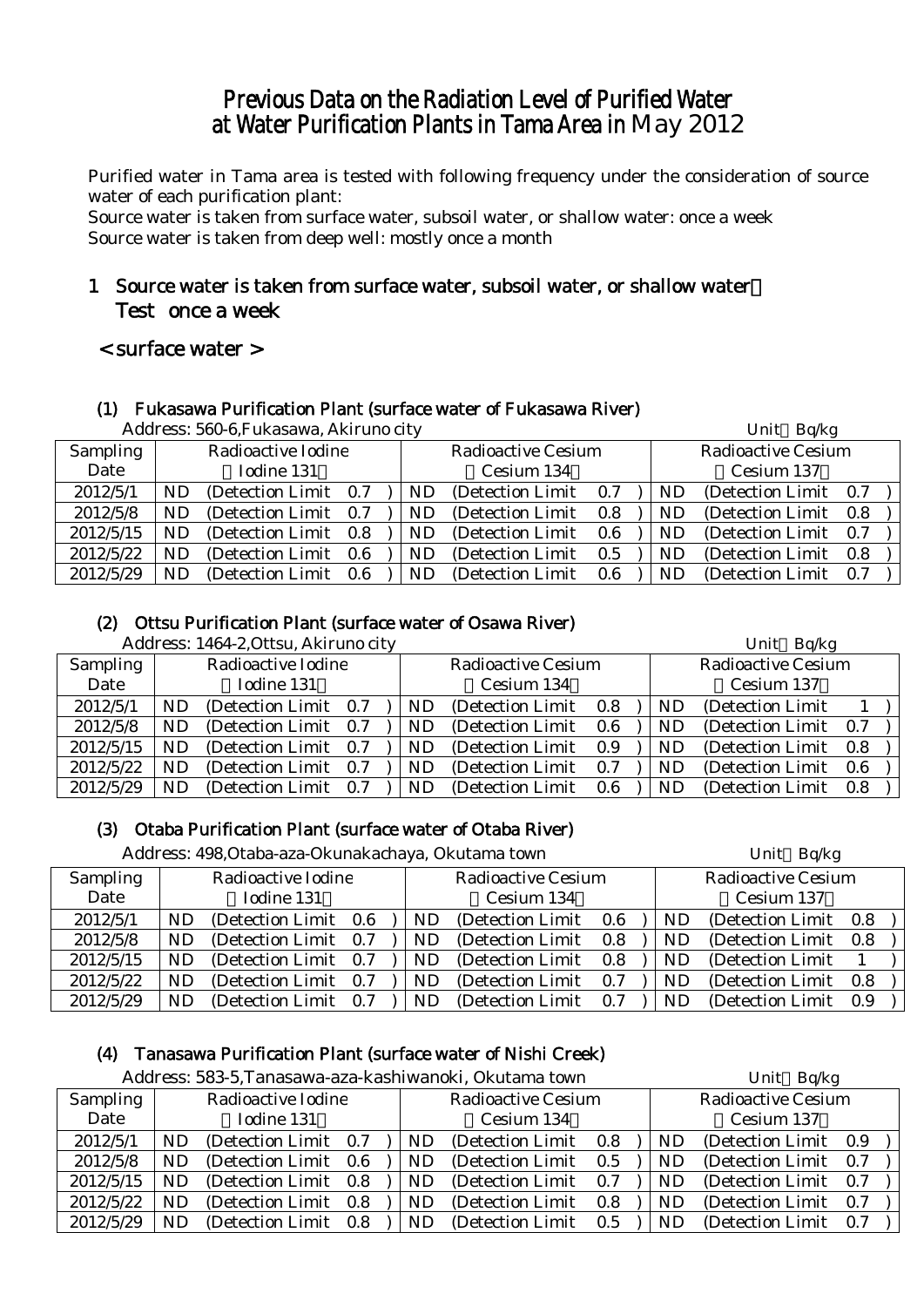# Previous Data on the Radiation Level of Purified Water at Water Purification Plants in Tama Area in May 2012

Purified water in Tama area is tested with following frequency under the consideration of source water of each purification plant:
Source water is taken from surface water, subsoil water, or shallow water: once a week
Source water is taken from deep well: mostly once a month

## 1 Source water is taken from surface water, subsoil water, or shallow water： Test once a week

### < surface water >

#### (1) Fukasawa Purification Plant (surface water of Fukasawa River)

Address: 560-6,Fukasawa, Akiruno city

Unit：Bq/kg

| Sampling Date | Radioactive Iodine （Iodine 131） | Radioactive Cesium （Cesium 134） | Radioactive Cesium （Cesium 137） |
|---|---|---|---|
| 2012/5/1 | ND (Detection Limit 0.7 ) | ND (Detection Limit 0.7 ) | ND (Detection Limit 0.7 ) |
| 2012/5/8 | ND (Detection Limit 0.7 ) | ND (Detection Limit 0.8 ) | ND (Detection Limit 0.8 ) |
| 2012/5/15 | ND (Detection Limit 0.8 ) | ND (Detection Limit 0.6 ) | ND (Detection Limit 0.7 ) |
| 2012/5/22 | ND (Detection Limit 0.6 ) | ND (Detection Limit 0.5 ) | ND (Detection Limit 0.8 ) |
| 2012/5/29 | ND (Detection Limit 0.6 ) | ND (Detection Limit 0.6 ) | ND (Detection Limit 0.7 ) |

#### (2) Ottsu Purification Plant (surface water of Osawa River)

Address: 1464-2,Ottsu, Akiruno city

Unit：Bq/kg

| Sampling Date | Radioactive Iodine （Iodine 131） | Radioactive Cesium （Cesium 134） | Radioactive Cesium （Cesium 137） |
|---|---|---|---|
| 2012/5/1 | ND (Detection Limit 0.7 ) | ND (Detection Limit 0.8 ) | ND (Detection Limit 1 ) |
| 2012/5/8 | ND (Detection Limit 0.7 ) | ND (Detection Limit 0.6 ) | ND (Detection Limit 0.7 ) |
| 2012/5/15 | ND (Detection Limit 0.7 ) | ND (Detection Limit 0.9 ) | ND (Detection Limit 0.8 ) |
| 2012/5/22 | ND (Detection Limit 0.7 ) | ND (Detection Limit 0.7 ) | ND (Detection Limit 0.6 ) |
| 2012/5/29 | ND (Detection Limit 0.7 ) | ND (Detection Limit 0.6 ) | ND (Detection Limit 0.8 ) |

#### (3) Otaba Purification Plant (surface water of Otaba River)

Address: 498,Otaba-aza-Okunakachaya, Okutama town

Unit：Bq/kg

| Sampling Date | Radioactive Iodine （Iodine 131） | Radioactive Cesium （Cesium 134） | Radioactive Cesium （Cesium 137） |
|---|---|---|---|
| 2012/5/1 | ND (Detection Limit 0.6 ) | ND (Detection Limit 0.6 ) | ND (Detection Limit 0.8 ) |
| 2012/5/8 | ND (Detection Limit 0.7 ) | ND (Detection Limit 0.8 ) | ND (Detection Limit 0.8 ) |
| 2012/5/15 | ND (Detection Limit 0.7 ) | ND (Detection Limit 0.8 ) | ND (Detection Limit 1 ) |
| 2012/5/22 | ND (Detection Limit 0.7 ) | ND (Detection Limit 0.7 ) | ND (Detection Limit 0.8 ) |
| 2012/5/29 | ND (Detection Limit 0.7 ) | ND (Detection Limit 0.7 ) | ND (Detection Limit 0.9 ) |

#### (4) Tanasawa Purification Plant (surface water of Nishi Creek)

Address: 583-5,Tanasawa-aza-kashiwanoki, Okutama town

Unit：Bq/kg

| Sampling Date | Radioactive Iodine （Iodine 131） | Radioactive Cesium （Cesium 134） | Radioactive Cesium （Cesium 137） |
|---|---|---|---|
| 2012/5/1 | ND (Detection Limit 0.7 ) | ND (Detection Limit 0.8 ) | ND (Detection Limit 0.9 ) |
| 2012/5/8 | ND (Detection Limit 0.6 ) | ND (Detection Limit 0.5 ) | ND (Detection Limit 0.7 ) |
| 2012/5/15 | ND (Detection Limit 0.8 ) | ND (Detection Limit 0.7 ) | ND (Detection Limit 0.7 ) |
| 2012/5/22 | ND (Detection Limit 0.8 ) | ND (Detection Limit 0.8 ) | ND (Detection Limit 0.7 ) |
| 2012/5/29 | ND (Detection Limit 0.8 ) | ND (Detection Limit 0.5 ) | ND (Detection Limit 0.7 ) |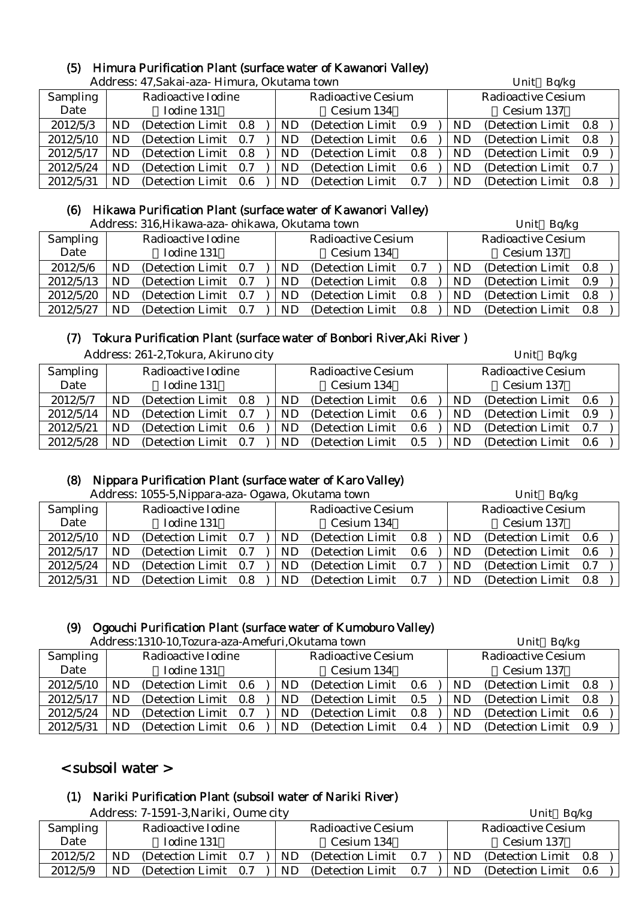### (5) Himura Purification Plant (surface water of Kawanori Valley)

Address: 47,Sakai-aza- Himura, Okutama town　　　　Unit：Bq/kg

| Sampling Date | Radioactive Iodine (Iodine 131) | Radioactive Cesium (Cesium 134) | Radioactive Cesium (Cesium 137) |
|---|---|---|---|
| 2012/5/3 | ND (Detection Limit 0.8 ) | ND (Detection Limit 0.9 ) | ND (Detection Limit 0.8 ) |
| 2012/5/10 | ND (Detection Limit 0.7 ) | ND (Detection Limit 0.6 ) | ND (Detection Limit 0.8 ) |
| 2012/5/17 | ND (Detection Limit 0.8 ) | ND (Detection Limit 0.8 ) | ND (Detection Limit 0.9 ) |
| 2012/5/24 | ND (Detection Limit 0.7 ) | ND (Detection Limit 0.6 ) | ND (Detection Limit 0.7 ) |
| 2012/5/31 | ND (Detection Limit 0.6 ) | ND (Detection Limit 0.7 ) | ND (Detection Limit 0.8 ) |

### (6) Hikawa Purification Plant (surface water of Kawanori Valley)

Address: 316,Hikawa-aza- ohikawa, Okutama town　　　　Unit：Bq/kg

| Sampling Date | Radioactive Iodine (Iodine 131) | Radioactive Cesium (Cesium 134) | Radioactive Cesium (Cesium 137) |
|---|---|---|---|
| 2012/5/6 | ND (Detection Limit 0.7 ) | ND (Detection Limit 0.7 ) | ND (Detection Limit 0.8 ) |
| 2012/5/13 | ND (Detection Limit 0.7 ) | ND (Detection Limit 0.8 ) | ND (Detection Limit 0.9 ) |
| 2012/5/20 | ND (Detection Limit 0.7 ) | ND (Detection Limit 0.8 ) | ND (Detection Limit 0.8 ) |
| 2012/5/27 | ND (Detection Limit 0.7 ) | ND (Detection Limit 0.8 ) | ND (Detection Limit 0.8 ) |

### (7) Tokura Purification Plant (surface water of Bonbori River,Aki River )

Address: 261-2,Tokura, Akiruno city　　　　Unit：Bq/kg

| Sampling Date | Radioactive Iodine (Iodine 131) | Radioactive Cesium (Cesium 134) | Radioactive Cesium (Cesium 137) |
|---|---|---|---|
| 2012/5/7 | ND (Detection Limit 0.8 ) | ND (Detection Limit 0.6 ) | ND (Detection Limit 0.6 ) |
| 2012/5/14 | ND (Detection Limit 0.7 ) | ND (Detection Limit 0.6 ) | ND (Detection Limit 0.9 ) |
| 2012/5/21 | ND (Detection Limit 0.6 ) | ND (Detection Limit 0.6 ) | ND (Detection Limit 0.7 ) |
| 2012/5/28 | ND (Detection Limit 0.7 ) | ND (Detection Limit 0.5 ) | ND (Detection Limit 0.6 ) |

### (8) Nippara Purification Plant (surface water of Karo Valley)

Address: 1055-5,Nippara-aza- Ogawa, Okutama town　　　　Unit：Bq/kg

| Sampling Date | Radioactive Iodine (Iodine 131) | Radioactive Cesium (Cesium 134) | Radioactive Cesium (Cesium 137) |
|---|---|---|---|
| 2012/5/10 | ND (Detection Limit 0.7 ) | ND (Detection Limit 0.8 ) | ND (Detection Limit 0.6 ) |
| 2012/5/17 | ND (Detection Limit 0.7 ) | ND (Detection Limit 0.6 ) | ND (Detection Limit 0.6 ) |
| 2012/5/24 | ND (Detection Limit 0.7 ) | ND (Detection Limit 0.7 ) | ND (Detection Limit 0.7 ) |
| 2012/5/31 | ND (Detection Limit 0.8 ) | ND (Detection Limit 0.7 ) | ND (Detection Limit 0.8 ) |

### (9) Ogouchi Purification Plant (surface water of Kumoburo Valley)

Address:1310-10,Tozura-aza-Amefuri,Okutama town　　　　Unit：Bq/kg

| Sampling Date | Radioactive Iodine (Iodine 131) | Radioactive Cesium (Cesium 134) | Radioactive Cesium (Cesium 137) |
|---|---|---|---|
| 2012/5/10 | ND (Detection Limit 0.6 ) | ND (Detection Limit 0.6 ) | ND (Detection Limit 0.8 ) |
| 2012/5/17 | ND (Detection Limit 0.8 ) | ND (Detection Limit 0.5 ) | ND (Detection Limit 0.8 ) |
| 2012/5/24 | ND (Detection Limit 0.7 ) | ND (Detection Limit 0.8 ) | ND (Detection Limit 0.6 ) |
| 2012/5/31 | ND (Detection Limit 0.6 ) | ND (Detection Limit 0.4 ) | ND (Detection Limit 0.9 ) |

## < subsoil water >

### (1) Nariki Purification Plant (subsoil water of Nariki River)

Address: 7-1591-3,Nariki, Oume city　　　　Unit：Bq/kg

| Sampling Date | Radioactive Iodine (Iodine 131) | Radioactive Cesium (Cesium 134) | Radioactive Cesium (Cesium 137) |
|---|---|---|---|
| 2012/5/2 | ND (Detection Limit 0.7 ) | ND (Detection Limit 0.7 ) | ND (Detection Limit 0.8 ) |
| 2012/5/9 | ND (Detection Limit 0.7 ) | ND (Detection Limit 0.7 ) | ND (Detection Limit 0.6 ) |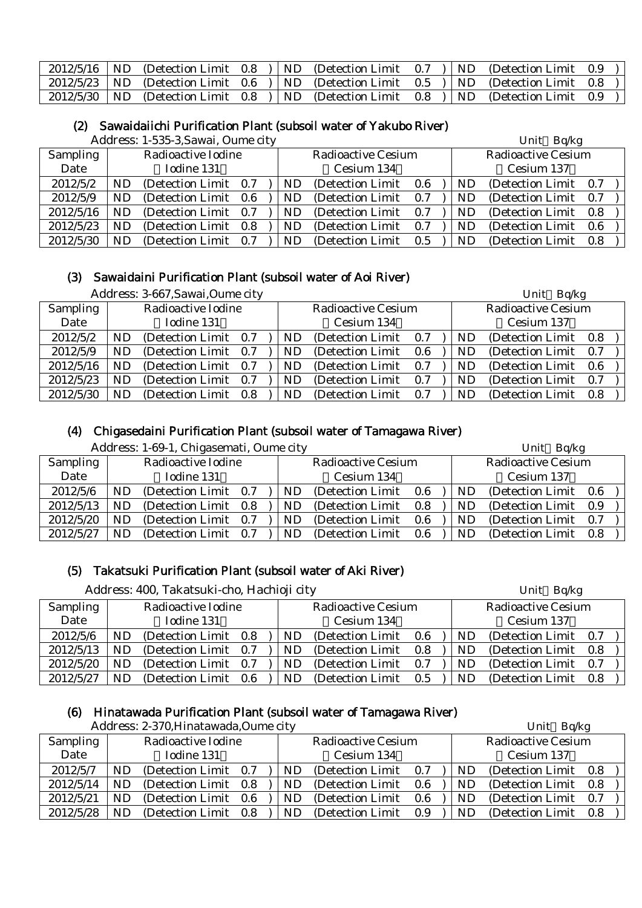| 2012/5/16 | ND (Detection Limit 0.8 ) | ND (Detection Limit 0.7 ) | ND (Detection Limit 0.9 ) |
|---|---|---|---|
| 2012/5/23 | ND (Detection Limit 0.6 ) | ND (Detection Limit 0.5 ) | ND (Detection Limit 0.8 ) |
| 2012/5/30 | ND (Detection Limit 0.8 ) | ND (Detection Limit 0.8 ) | ND (Detection Limit 0.9 ) |

## (2) Sawaidaiichi Purification Plant (subsoil water of Yakubo River)

Address: 1-535-3,Sawai, Oume city

Unit Bq/kg

| Sampling Date | Radioactive Iodine (Iodine 131) | Radioactive Cesium (Cesium 134) | Radioactive Cesium (Cesium 137) |
|---|---|---|---|
| 2012/5/2 | ND (Detection Limit 0.7 ) | ND (Detection Limit 0.6 ) | ND (Detection Limit 0.7 ) |
| 2012/5/9 | ND (Detection Limit 0.6 ) | ND (Detection Limit 0.7 ) | ND (Detection Limit 0.7 ) |
| 2012/5/16 | ND (Detection Limit 0.7 ) | ND (Detection Limit 0.7 ) | ND (Detection Limit 0.8 ) |
| 2012/5/23 | ND (Detection Limit 0.8 ) | ND (Detection Limit 0.7 ) | ND (Detection Limit 0.6 ) |
| 2012/5/30 | ND (Detection Limit 0.7 ) | ND (Detection Limit 0.5 ) | ND (Detection Limit 0.8 ) |

## (3) Sawaidaini Purification Plant (subsoil water of Aoi River)

Address: 3-667,Sawai,Oume city

Unit Bq/kg

| Sampling Date | Radioactive Iodine (Iodine 131) | Radioactive Cesium (Cesium 134) | Radioactive Cesium (Cesium 137) |
|---|---|---|---|
| 2012/5/2 | ND (Detection Limit 0.7 ) | ND (Detection Limit 0.7 ) | ND (Detection Limit 0.8 ) |
| 2012/5/9 | ND (Detection Limit 0.7 ) | ND (Detection Limit 0.6 ) | ND (Detection Limit 0.7 ) |
| 2012/5/16 | ND (Detection Limit 0.7 ) | ND (Detection Limit 0.7 ) | ND (Detection Limit 0.6 ) |
| 2012/5/23 | ND (Detection Limit 0.7 ) | ND (Detection Limit 0.7 ) | ND (Detection Limit 0.7 ) |
| 2012/5/30 | ND (Detection Limit 0.8 ) | ND (Detection Limit 0.7 ) | ND (Detection Limit 0.8 ) |

## (4) Chigasedaini Purification Plant (subsoil water of Tamagawa River)

Address: 1-69-1, Chigasemati, Oume city

Unit Bq/kg

| Sampling Date | Radioactive Iodine (Iodine 131) | Radioactive Cesium (Cesium 134) | Radioactive Cesium (Cesium 137) |
|---|---|---|---|
| 2012/5/6 | ND (Detection Limit 0.7 ) | ND (Detection Limit 0.6 ) | ND (Detection Limit 0.6 ) |
| 2012/5/13 | ND (Detection Limit 0.8 ) | ND (Detection Limit 0.8 ) | ND (Detection Limit 0.9 ) |
| 2012/5/20 | ND (Detection Limit 0.7 ) | ND (Detection Limit 0.6 ) | ND (Detection Limit 0.7 ) |
| 2012/5/27 | ND (Detection Limit 0.7 ) | ND (Detection Limit 0.6 ) | ND (Detection Limit 0.8 ) |

## (5) Takatsuki Purification Plant (subsoil water of Aki River)

Address: 400, Takatsuki-cho, Hachioji city

Unit Bq/kg

| Sampling Date | Radioactive Iodine (Iodine 131) | Radioactive Cesium (Cesium 134) | Radioactive Cesium (Cesium 137) |
|---|---|---|---|
| 2012/5/6 | ND (Detection Limit 0.8 ) | ND (Detection Limit 0.6 ) | ND (Detection Limit 0.7 ) |
| 2012/5/13 | ND (Detection Limit 0.7 ) | ND (Detection Limit 0.8 ) | ND (Detection Limit 0.8 ) |
| 2012/5/20 | ND (Detection Limit 0.7 ) | ND (Detection Limit 0.7 ) | ND (Detection Limit 0.7 ) |
| 2012/5/27 | ND (Detection Limit 0.6 ) | ND (Detection Limit 0.5 ) | ND (Detection Limit 0.8 ) |

## (6) Hinatawada Purification Plant (subsoil water of Tamagawa River)

Address: 2-370,Hinatawada,Oume city

Unit Bq/kg

| Sampling Date | Radioactive Iodine (Iodine 131) | Radioactive Cesium (Cesium 134) | Radioactive Cesium (Cesium 137) |
|---|---|---|---|
| 2012/5/7 | ND (Detection Limit 0.7 ) | ND (Detection Limit 0.7 ) | ND (Detection Limit 0.8 ) |
| 2012/5/14 | ND (Detection Limit 0.8 ) | ND (Detection Limit 0.6 ) | ND (Detection Limit 0.8 ) |
| 2012/5/21 | ND (Detection Limit 0.6 ) | ND (Detection Limit 0.6 ) | ND (Detection Limit 0.7 ) |
| 2012/5/28 | ND (Detection Limit 0.8 ) | ND (Detection Limit 0.9 ) | ND (Detection Limit 0.8 ) |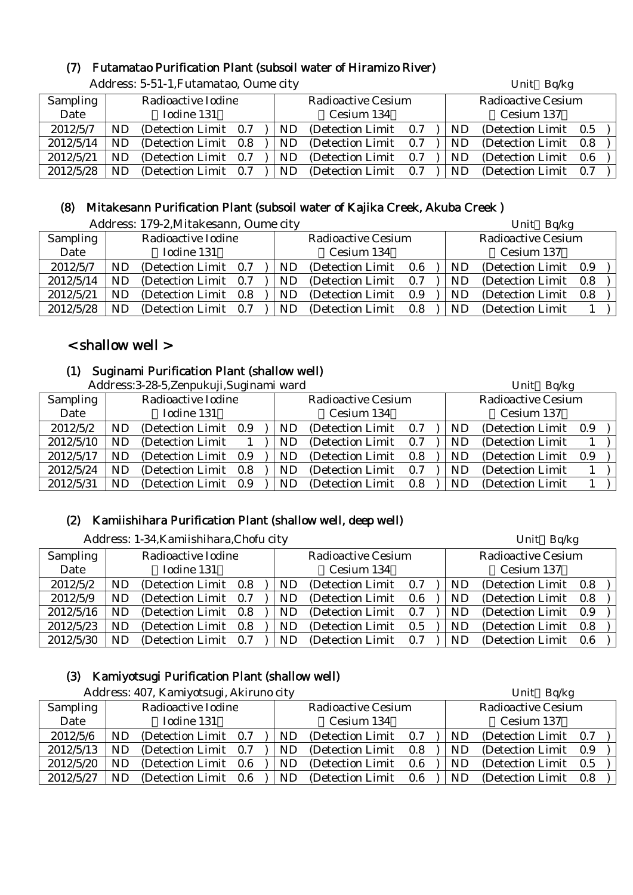### (7) Futamatao Purification Plant (subsoil water of Hiramizo River)

Address: 5-51-1,Futamatao, Oume city　　Unit：Bq/kg

| Sampling Date | Radioactive Iodine (Iodine 131) | Radioactive Cesium (Cesium 134) | Radioactive Cesium (Cesium 137) |
|---|---|---|---|
| 2012/5/7 | ND (Detection Limit 0.7) | ND (Detection Limit 0.7) | ND (Detection Limit 0.5) |
| 2012/5/14 | ND (Detection Limit 0.8) | ND (Detection Limit 0.7) | ND (Detection Limit 0.8) |
| 2012/5/21 | ND (Detection Limit 0.7) | ND (Detection Limit 0.7) | ND (Detection Limit 0.6) |
| 2012/5/28 | ND (Detection Limit 0.7) | ND (Detection Limit 0.7) | ND (Detection Limit 0.7) |

### (8) Mitakesann Purification Plant (subsoil water of Kajika Creek, Akuba Creek )

Address: 179-2,Mitakesann, Oume city　　Unit：Bq/kg

| Sampling Date | Radioactive Iodine (Iodine 131) | Radioactive Cesium (Cesium 134) | Radioactive Cesium (Cesium 137) |
|---|---|---|---|
| 2012/5/7 | ND (Detection Limit 0.7) | ND (Detection Limit 0.6) | ND (Detection Limit 0.9) |
| 2012/5/14 | ND (Detection Limit 0.7) | ND (Detection Limit 0.7) | ND (Detection Limit 0.8) |
| 2012/5/21 | ND (Detection Limit 0.8) | ND (Detection Limit 0.9) | ND (Detection Limit 0.8) |
| 2012/5/28 | ND (Detection Limit 0.7) | ND (Detection Limit 0.8) | ND (Detection Limit 1) |

## < shallow well >

### (1) Suginami Purification Plant (shallow well)

Address:3-28-5,Zenpukuji,Suginami ward　　Unit：Bq/kg

| Sampling Date | Radioactive Iodine (Iodine 131) | Radioactive Cesium (Cesium 134) | Radioactive Cesium (Cesium 137) |
|---|---|---|---|
| 2012/5/2 | ND (Detection Limit 0.9) | ND (Detection Limit 0.7) | ND (Detection Limit 0.9) |
| 2012/5/10 | ND (Detection Limit 1) | ND (Detection Limit 0.7) | ND (Detection Limit 1) |
| 2012/5/17 | ND (Detection Limit 0.9) | ND (Detection Limit 0.8) | ND (Detection Limit 0.9) |
| 2012/5/24 | ND (Detection Limit 0.8) | ND (Detection Limit 0.7) | ND (Detection Limit 1) |
| 2012/5/31 | ND (Detection Limit 0.9) | ND (Detection Limit 0.8) | ND (Detection Limit 1) |

### (2) Kamiishihara Purification Plant (shallow well, deep well)

Address: 1-34,Kamiishihara,Chofu city　　Unit：Bq/kg

| Sampling Date | Radioactive Iodine (Iodine 131) | Radioactive Cesium (Cesium 134) | Radioactive Cesium (Cesium 137) |
|---|---|---|---|
| 2012/5/2 | ND (Detection Limit 0.8) | ND (Detection Limit 0.7) | ND (Detection Limit 0.8) |
| 2012/5/9 | ND (Detection Limit 0.7) | ND (Detection Limit 0.6) | ND (Detection Limit 0.8) |
| 2012/5/16 | ND (Detection Limit 0.8) | ND (Detection Limit 0.7) | ND (Detection Limit 0.9) |
| 2012/5/23 | ND (Detection Limit 0.8) | ND (Detection Limit 0.5) | ND (Detection Limit 0.8) |
| 2012/5/30 | ND (Detection Limit 0.7) | ND (Detection Limit 0.7) | ND (Detection Limit 0.6) |

### (3) Kamiyotsugi Purification Plant (shallow well)

Address: 407, Kamiyotsugi, Akiruno city　　Unit：Bq/kg

| Sampling Date | Radioactive Iodine (Iodine 131) | Radioactive Cesium (Cesium 134) | Radioactive Cesium (Cesium 137) |
|---|---|---|---|
| 2012/5/6 | ND (Detection Limit 0.7) | ND (Detection Limit 0.7) | ND (Detection Limit 0.7) |
| 2012/5/13 | ND (Detection Limit 0.7) | ND (Detection Limit 0.8) | ND (Detection Limit 0.9) |
| 2012/5/20 | ND (Detection Limit 0.6) | ND (Detection Limit 0.6) | ND (Detection Limit 0.5) |
| 2012/5/27 | ND (Detection Limit 0.6) | ND (Detection Limit 0.6) | ND (Detection Limit 0.8) |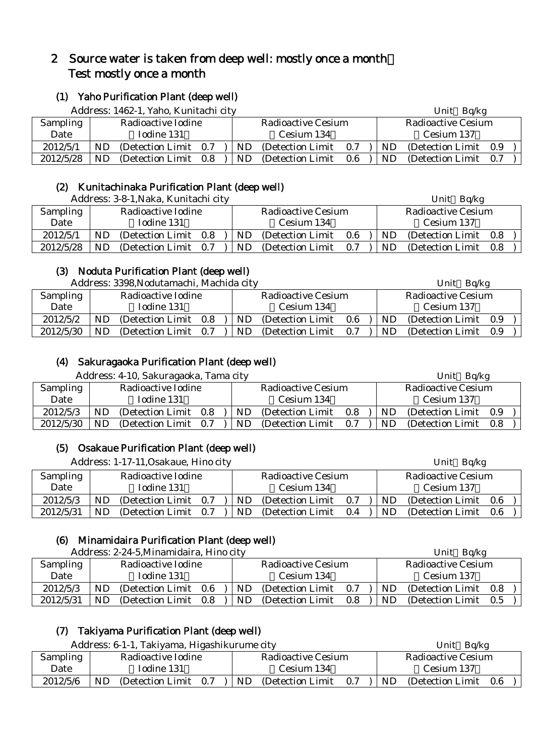## 2 Source water is taken from deep well: mostly once a month
## Test mostly once a month

### (1) Yaho Purification Plant (deep well)

Address: 1462-1, Yaho, Kunitachi city　　　　Unit Bq/kg

| Sampling Date | Radioactive Iodine (Iodine 131) | Radioactive Cesium (Cesium 134) | Radioactive Cesium (Cesium 137) |
|---|---|---|---|
| 2012/5/1 | ND (Detection Limit 0.7 ) | ND (Detection Limit 0.7 ) | ND (Detection Limit 0.9 ) |
| 2012/5/28 | ND (Detection Limit 0.8 ) | ND (Detection Limit 0.6 ) | ND (Detection Limit 0.7 ) |

### (2) Kunitachinaka Purification Plant (deep well)

Address: 3-8-1,Naka, Kunitachi city　　　　Unit Bq/kg

| Sampling Date | Radioactive Iodine (Iodine 131) | Radioactive Cesium (Cesium 134) | Radioactive Cesium (Cesium 137) |
|---|---|---|---|
| 2012/5/1 | ND (Detection Limit 0.8 ) | ND (Detection Limit 0.6 ) | ND (Detection Limit 0.8 ) |
| 2012/5/28 | ND (Detection Limit 0.7 ) | ND (Detection Limit 0.7 ) | ND (Detection Limit 0.8 ) |

### (3) Noduta Purification Plant (deep well)

Address: 3398,Nodutamachi, Machida city　　　　Unit Bq/kg

| Sampling Date | Radioactive Iodine (Iodine 131) | Radioactive Cesium (Cesium 134) | Radioactive Cesium (Cesium 137) |
|---|---|---|---|
| 2012/5/2 | ND (Detection Limit 0.8 ) | ND (Detection Limit 0.6 ) | ND (Detection Limit 0.9 ) |
| 2012/5/30 | ND (Detection Limit 0.7 ) | ND (Detection Limit 0.7 ) | ND (Detection Limit 0.9 ) |

### (4) Sakuragaoka Purification Plant (deep well)

Address: 4-10, Sakuragaoka, Tama city　　　　Unit Bq/kg

| Sampling Date | Radioactive Iodine (Iodine 131) | Radioactive Cesium (Cesium 134) | Radioactive Cesium (Cesium 137) |
|---|---|---|---|
| 2012/5/3 | ND (Detection Limit 0.8 ) | ND (Detection Limit 0.8 ) | ND (Detection Limit 0.9 ) |
| 2012/5/30 | ND (Detection Limit 0.7 ) | ND (Detection Limit 0.7 ) | ND (Detection Limit 0.8 ) |

### (5) Osakaue Purification Plant (deep well)

Address: 1-17-11,Osakaue, Hino city　　　　Unit Bq/kg

| Sampling Date | Radioactive Iodine (Iodine 131) | Radioactive Cesium (Cesium 134) | Radioactive Cesium (Cesium 137) |
|---|---|---|---|
| 2012/5/3 | ND (Detection Limit 0.7 ) | ND (Detection Limit 0.7 ) | ND (Detection Limit 0.6 ) |
| 2012/5/31 | ND (Detection Limit 0.7 ) | ND (Detection Limit 0.4 ) | ND (Detection Limit 0.6 ) |

### (6) Minamidaira Purification Plant (deep well)

Address: 2-24-5,Minamidaira, Hino city　　　　Unit Bq/kg

| Sampling Date | Radioactive Iodine (Iodine 131) | Radioactive Cesium (Cesium 134) | Radioactive Cesium (Cesium 137) |
|---|---|---|---|
| 2012/5/3 | ND (Detection Limit 0.6 ) | ND (Detection Limit 0.7 ) | ND (Detection Limit 0.8 ) |
| 2012/5/31 | ND (Detection Limit 0.8 ) | ND (Detection Limit 0.8 ) | ND (Detection Limit 0.5 ) |

### (7) Takiyama Purification Plant (deep well)

Address: 6-1-1, Takiyama, Higashikurume city　　　　Unit Bq/kg

| Sampling Date | Radioactive Iodine (Iodine 131) | Radioactive Cesium (Cesium 134) | Radioactive Cesium (Cesium 137) |
|---|---|---|---|
| 2012/5/6 | ND (Detection Limit 0.7 ) | ND (Detection Limit 0.7 ) | ND (Detection Limit 0.6 ) |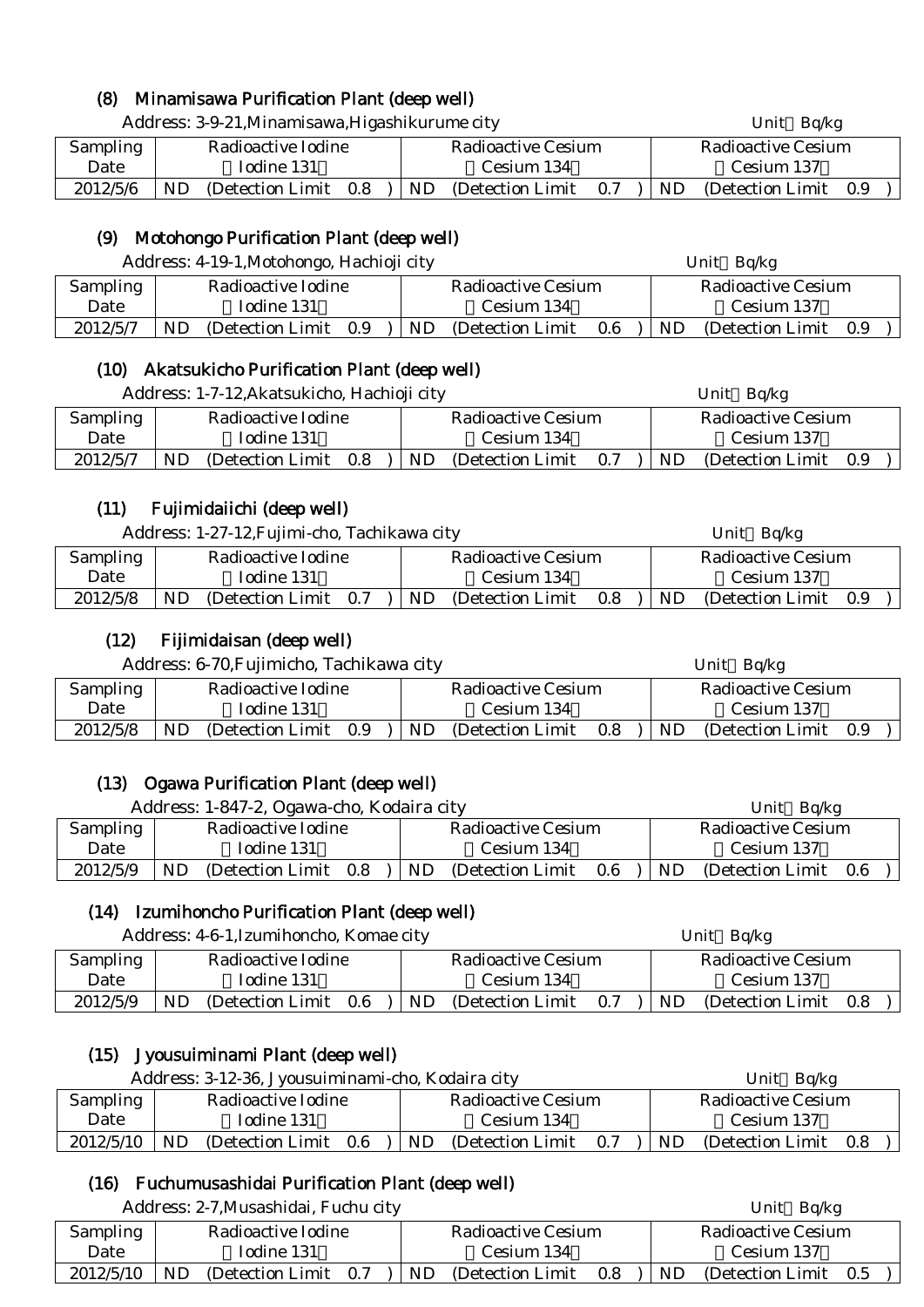### (8) Minamisawa Purification Plant (deep well)

Address: 3-9-21,Minamisawa,Higashikurume city

Unit：Bq/kg

| Sampling Date | Radioactive Iodine （Iodine 131） | Radioactive Cesium （Cesium 134） | Radioactive Cesium （Cesium 137） |
|---|---|---|---|
| 2012/5/6 | ND (Detection Limit 0.8 ) | ND (Detection Limit 0.7 ) | ND (Detection Limit 0.9 ) |

### (9) Motohongo Purification Plant (deep well)

Address: 4-19-1,Motohongo, Hachioji city

Unit：Bq/kg

| Sampling Date | Radioactive Iodine （Iodine 131） | Radioactive Cesium （Cesium 134） | Radioactive Cesium （Cesium 137） |
|---|---|---|---|
| 2012/5/7 | ND (Detection Limit 0.9 ) | ND (Detection Limit 0.6 ) | ND (Detection Limit 0.9 ) |

### (10) Akatsukicho Purification Plant (deep well)

Address: 1-7-12,Akatsukicho, Hachioji city

Unit：Bq/kg

| Sampling Date | Radioactive Iodine （Iodine 131） | Radioactive Cesium （Cesium 134） | Radioactive Cesium （Cesium 137） |
|---|---|---|---|
| 2012/5/7 | ND (Detection Limit 0.8 ) | ND (Detection Limit 0.7 ) | ND (Detection Limit 0.9 ) |

### (11) Fujimidaiichi (deep well)

Address: 1-27-12,Fujimi-cho, Tachikawa city

Unit：Bq/kg

| Sampling Date | Radioactive Iodine （Iodine 131） | Radioactive Cesium （Cesium 134） | Radioactive Cesium （Cesium 137） |
|---|---|---|---|
| 2012/5/8 | ND (Detection Limit 0.7 ) | ND (Detection Limit 0.8 ) | ND (Detection Limit 0.9 ) |

### (12) Fijimidaisan (deep well)

Address: 6-70,Fujimicho, Tachikawa city

Unit：Bq/kg

| Sampling Date | Radioactive Iodine （Iodine 131） | Radioactive Cesium （Cesium 134） | Radioactive Cesium （Cesium 137） |
|---|---|---|---|
| 2012/5/8 | ND (Detection Limit 0.9 ) | ND (Detection Limit 0.8 ) | ND (Detection Limit 0.9 ) |

### (13) Ogawa Purification Plant (deep well)

Address: 1-847-2, Ogawa-cho, Kodaira city

Unit：Bq/kg

| Sampling Date | Radioactive Iodine （Iodine 131） | Radioactive Cesium （Cesium 134） | Radioactive Cesium （Cesium 137） |
|---|---|---|---|
| 2012/5/9 | ND (Detection Limit 0.8 ) | ND (Detection Limit 0.6 ) | ND (Detection Limit 0.6 ) |

### (14) Izumihoncho Purification Plant (deep well)

Address: 4-6-1,Izumihoncho, Komae city

Unit：Bq/kg

| Sampling Date | Radioactive Iodine （Iodine 131） | Radioactive Cesium （Cesium 134） | Radioactive Cesium （Cesium 137） |
|---|---|---|---|
| 2012/5/9 | ND (Detection Limit 0.6 ) | ND (Detection Limit 0.7 ) | ND (Detection Limit 0.8 ) |

### (15) Jyousuiminami Plant (deep well)

Address: 3-12-36, Jyousuiminami-cho, Kodaira city

Unit：Bq/kg

| Sampling Date | Radioactive Iodine （Iodine 131） | Radioactive Cesium （Cesium 134） | Radioactive Cesium （Cesium 137） |
|---|---|---|---|
| 2012/5/10 | ND (Detection Limit 0.6 ) | ND (Detection Limit 0.7 ) | ND (Detection Limit 0.8 ) |

### (16) Fuchumusashidai Purification Plant (deep well)

Address: 2-7,Musashidai, Fuchu city

Unit：Bq/kg

| Sampling Date | Radioactive Iodine （Iodine 131） | Radioactive Cesium （Cesium 134） | Radioactive Cesium （Cesium 137） |
|---|---|---|---|
| 2012/5/10 | ND (Detection Limit 0.7 ) | ND (Detection Limit 0.8 ) | ND (Detection Limit 0.5 ) |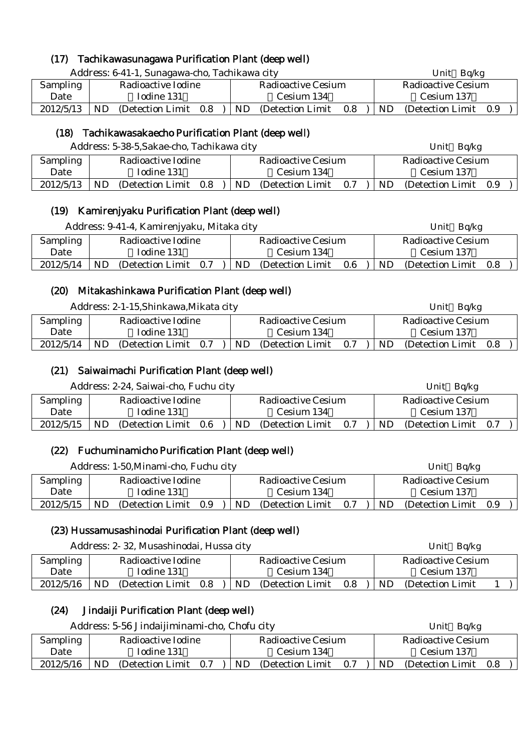### (17) Tachikawasunagawa Purification Plant (deep well)

Address: 6-41-1, Sunagawa-cho, Tachikawa city Unit：Bq/kg

| Sampling Date | Radioactive Iodine （Iodine 131） | Radioactive Cesium （Cesium 134） | Radioactive Cesium （Cesium 137） |
|---|---|---|---|
| 2012/5/13 | ND (Detection Limit 0.8 ) | ND (Detection Limit 0.8 ) | ND (Detection Limit 0.9 ) |

### (18) Tachikawasakaecho Purification Plant (deep well)

Address: 5-38-5,Sakae-cho, Tachikawa city Unit：Bq/kg

| Sampling Date | Radioactive Iodine （Iodine 131） | Radioactive Cesium （Cesium 134） | Radioactive Cesium （Cesium 137） |
|---|---|---|---|
| 2012/5/13 | ND (Detection Limit 0.8 ) | ND (Detection Limit 0.7 ) | ND (Detection Limit 0.9 ) |

### (19) Kamirenjyaku Purification Plant (deep well)

Address: 9-41-4, Kamirenjyaku, Mitaka city Unit：Bq/kg

| Sampling Date | Radioactive Iodine （Iodine 131） | Radioactive Cesium （Cesium 134） | Radioactive Cesium （Cesium 137） |
|---|---|---|---|
| 2012/5/14 | ND (Detection Limit 0.7 ) | ND (Detection Limit 0.6 ) | ND (Detection Limit 0.8 ) |

### (20) Mitakashinkawa Purification Plant (deep well)

Address: 2-1-15,Shinkawa,Mikata city Unit：Bq/kg

| Sampling Date | Radioactive Iodine （Iodine 131） | Radioactive Cesium （Cesium 134） | Radioactive Cesium （Cesium 137） |
|---|---|---|---|
| 2012/5/14 | ND (Detection Limit 0.7 ) | ND (Detection Limit 0.7 ) | ND (Detection Limit 0.8 ) |

### (21) Saiwaimachi Purification Plant (deep well)

Address: 2-24, Saiwai-cho, Fuchu city Unit：Bq/kg

| Sampling Date | Radioactive Iodine （Iodine 131） | Radioactive Cesium （Cesium 134） | Radioactive Cesium （Cesium 137） |
|---|---|---|---|
| 2012/5/15 | ND (Detection Limit 0.6 ) | ND (Detection Limit 0.7 ) | ND (Detection Limit 0.7 ) |

### (22) Fuchuminamicho Purification Plant (deep well)

Address: 1-50,Minami-cho, Fuchu city Unit：Bq/kg

| Sampling Date | Radioactive Iodine （Iodine 131） | Radioactive Cesium （Cesium 134） | Radioactive Cesium （Cesium 137） |
|---|---|---|---|
| 2012/5/15 | ND (Detection Limit 0.9 ) | ND (Detection Limit 0.7 ) | ND (Detection Limit 0.9 ) |

### (23) Hussamusashinodai Purification Plant (deep well)

Address: 2- 32, Musashinodai, Hussa city Unit：Bq/kg

| Sampling Date | Radioactive Iodine （Iodine 131） | Radioactive Cesium （Cesium 134） | Radioactive Cesium （Cesium 137） |
|---|---|---|---|
| 2012/5/16 | ND (Detection Limit 0.8 ) | ND (Detection Limit 0.8 ) | ND (Detection Limit 1 ) |

### (24) Jindaiji Purification Plant (deep well)

Address: 5-56 Jindaijiminami-cho, Chofu city Unit：Bq/kg

| Sampling Date | Radioactive Iodine （Iodine 131） | Radioactive Cesium （Cesium 134） | Radioactive Cesium （Cesium 137） |
|---|---|---|---|
| 2012/5/16 | ND (Detection Limit 0.7 ) | ND (Detection Limit 0.7 ) | ND (Detection Limit 0.8 ) |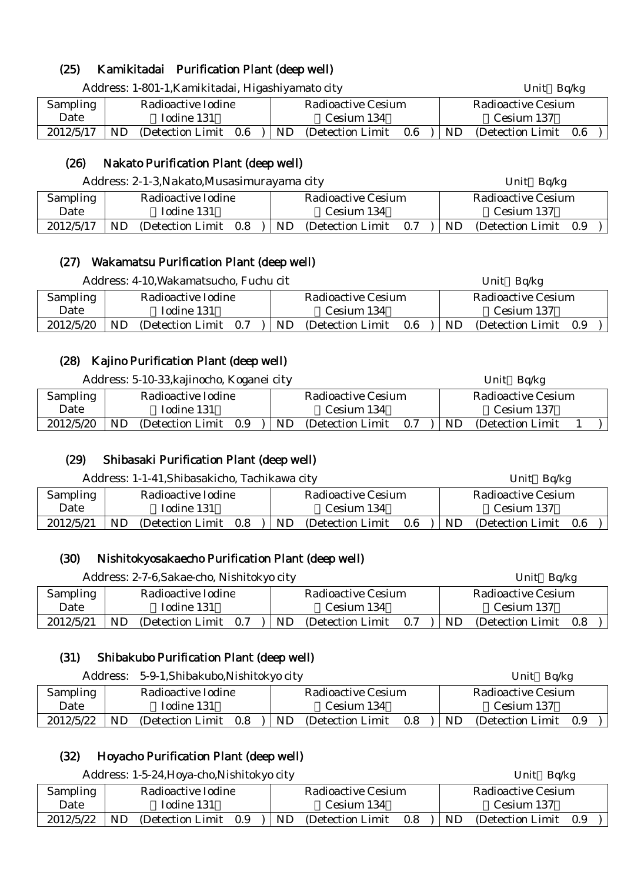## (25) Kamikitadai Purification Plant (deep well)

Address: 1-801-1,Kamikitadai, Higashiyamato city

Unit：Bq/kg

| Sampling Date | Radioactive Iodine （Iodine 131） | Radioactive Cesium （Cesium 134） | Radioactive Cesium （Cesium 137） |
|---|---|---|---|
| 2012/5/17 | ND (Detection Limit 0.6 ) | ND (Detection Limit 0.6 ) | ND (Detection Limit 0.6 ) |

## (26) Nakato Purification Plant (deep well)

Address: 2-1-3,Nakato,Musasimurayama city

Unit：Bq/kg

| Sampling Date | Radioactive Iodine （Iodine 131） | Radioactive Cesium （Cesium 134） | Radioactive Cesium （Cesium 137） |
|---|---|---|---|
| 2012/5/17 | ND (Detection Limit 0.8 ) | ND (Detection Limit 0.7 ) | ND (Detection Limit 0.9 ) |

## (27) Wakamatsu Purification Plant (deep well)

Address: 4-10,Wakamatsucho, Fuchu cit

Unit：Bq/kg

| Sampling Date | Radioactive Iodine （Iodine 131） | Radioactive Cesium （Cesium 134） | Radioactive Cesium （Cesium 137） |
|---|---|---|---|
| 2012/5/20 | ND (Detection Limit 0.7 ) | ND (Detection Limit 0.6 ) | ND (Detection Limit 0.9 ) |

## (28) Kajino Purification Plant (deep well)

Address: 5-10-33,kajinocho, Koganei city

Unit：Bq/kg

| Sampling Date | Radioactive Iodine （Iodine 131） | Radioactive Cesium （Cesium 134） | Radioactive Cesium （Cesium 137） |
|---|---|---|---|
| 2012/5/20 | ND (Detection Limit 0.9 ) | ND (Detection Limit 0.7 ) | ND (Detection Limit 1 ) |

## (29) Shibasaki Purification Plant (deep well)

Address: 1-1-41,Shibasakicho, Tachikawa city

Unit：Bq/kg

| Sampling Date | Radioactive Iodine （Iodine 131） | Radioactive Cesium （Cesium 134） | Radioactive Cesium （Cesium 137） |
|---|---|---|---|
| 2012/5/21 | ND (Detection Limit 0.8 ) | ND (Detection Limit 0.6 ) | ND (Detection Limit 0.6 ) |

## (30) Nishitokyosakaecho Purification Plant (deep well)

Address: 2-7-6,Sakae-cho, Nishitokyo city

Unit：Bq/kg

| Sampling Date | Radioactive Iodine （Iodine 131） | Radioactive Cesium （Cesium 134） | Radioactive Cesium （Cesium 137） |
|---|---|---|---|
| 2012/5/21 | ND (Detection Limit 0.7 ) | ND (Detection Limit 0.7 ) | ND (Detection Limit 0.8 ) |

## (31) Shibakubo Purification Plant (deep well)

Address: 5-9-1,Shibakubo,Nishitokyo city

Unit：Bq/kg

| Sampling Date | Radioactive Iodine （Iodine 131） | Radioactive Cesium （Cesium 134） | Radioactive Cesium （Cesium 137） |
|---|---|---|---|
| 2012/5/22 | ND (Detection Limit 0.8 ) | ND (Detection Limit 0.8 ) | ND (Detection Limit 0.9 ) |

## (32) Hoyacho Purification Plant (deep well)

Address: 1-5-24,Hoya-cho,Nishitokyo city

Unit：Bq/kg

| Sampling Date | Radioactive Iodine （Iodine 131） | Radioactive Cesium （Cesium 134） | Radioactive Cesium （Cesium 137） |
|---|---|---|---|
| 2012/5/22 | ND (Detection Limit 0.9 ) | ND (Detection Limit 0.8 ) | ND (Detection Limit 0.9 ) |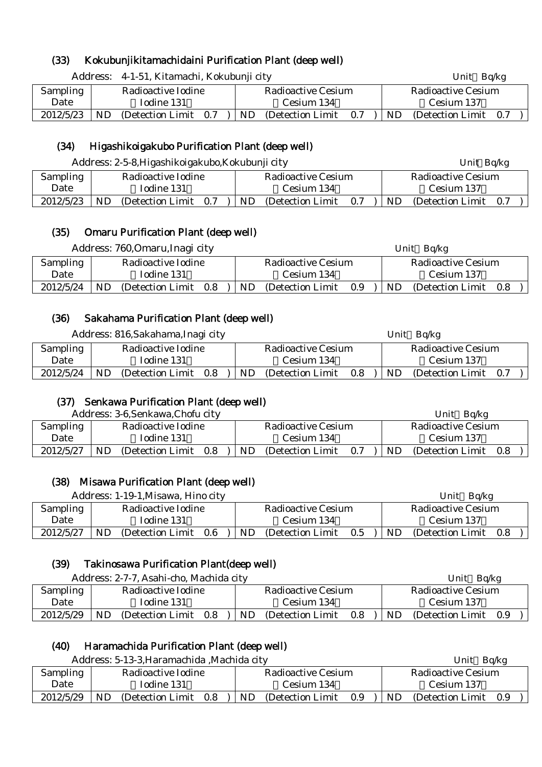### (33) Kokubunjikitamachidaini Purification Plant (deep well)

Address: 4-1-51, Kitamachi, Kokubunji city

Unit：Bq/kg

| Sampling Date | Radioactive Iodine （Iodine 131） | Radioactive Cesium （Cesium 134） | Radioactive Cesium （Cesium 137） |
|---|---|---|---|
| 2012/5/23 | ND (Detection Limit 0.7) | ND (Detection Limit 0.7) | ND (Detection Limit 0.7) |

### (34) Higashikoigakubo Purification Plant (deep well)

Address: 2-5-8,Higashikoigakubo,Kokubunji city

Unit：Bq/kg

| Sampling Date | Radioactive Iodine （Iodine 131） | Radioactive Cesium （Cesium 134） | Radioactive Cesium （Cesium 137） |
|---|---|---|---|
| 2012/5/23 | ND (Detection Limit 0.7) | ND (Detection Limit 0.7) | ND (Detection Limit 0.7) |

### (35) Omaru Purification Plant (deep well)

Address: 760,Omaru,Inagi city

Unit：Bq/kg

| Sampling Date | Radioactive Iodine （Iodine 131） | Radioactive Cesium （Cesium 134） | Radioactive Cesium （Cesium 137） |
|---|---|---|---|
| 2012/5/24 | ND (Detection Limit 0.8) | ND (Detection Limit 0.9) | ND (Detection Limit 0.8) |

### (36) Sakahama Purification Plant (deep well)

Address: 816,Sakahama,Inagi city

Unit：Bq/kg

| Sampling Date | Radioactive Iodine （Iodine 131） | Radioactive Cesium （Cesium 134） | Radioactive Cesium （Cesium 137） |
|---|---|---|---|
| 2012/5/24 | ND (Detection Limit 0.8) | ND (Detection Limit 0.8) | ND (Detection Limit 0.7) |

### (37) Senkawa Purification Plant (deep well)

Address: 3-6,Senkawa,Chofu city

Unit：Bq/kg

| Sampling Date | Radioactive Iodine （Iodine 131） | Radioactive Cesium （Cesium 134） | Radioactive Cesium （Cesium 137） |
|---|---|---|---|
| 2012/5/27 | ND (Detection Limit 0.8) | ND (Detection Limit 0.7) | ND (Detection Limit 0.8) |

### (38) Misawa Purification Plant (deep well)

Address: 1-19-1,Misawa, Hino city

Unit：Bq/kg

| Sampling Date | Radioactive Iodine （Iodine 131） | Radioactive Cesium （Cesium 134） | Radioactive Cesium （Cesium 137） |
|---|---|---|---|
| 2012/5/27 | ND (Detection Limit 0.6) | ND (Detection Limit 0.5) | ND (Detection Limit 0.8) |

### (39) Takinosawa Purification Plant(deep well)

Address: 2-7-7, Asahi-cho, Machida city

Unit：Bq/kg

| Sampling Date | Radioactive Iodine （Iodine 131） | Radioactive Cesium （Cesium 134） | Radioactive Cesium （Cesium 137） |
|---|---|---|---|
| 2012/5/29 | ND (Detection Limit 0.8) | ND (Detection Limit 0.8) | ND (Detection Limit 0.9) |

### (40) Haramachida Purification Plant (deep well)

Address: 5-13-3,Haramachida ,Machida city

Unit：Bq/kg

| Sampling Date | Radioactive Iodine （Iodine 131） | Radioactive Cesium （Cesium 134） | Radioactive Cesium （Cesium 137） |
|---|---|---|---|
| 2012/5/29 | ND (Detection Limit 0.8) | ND (Detection Limit 0.9) | ND (Detection Limit 0.9) |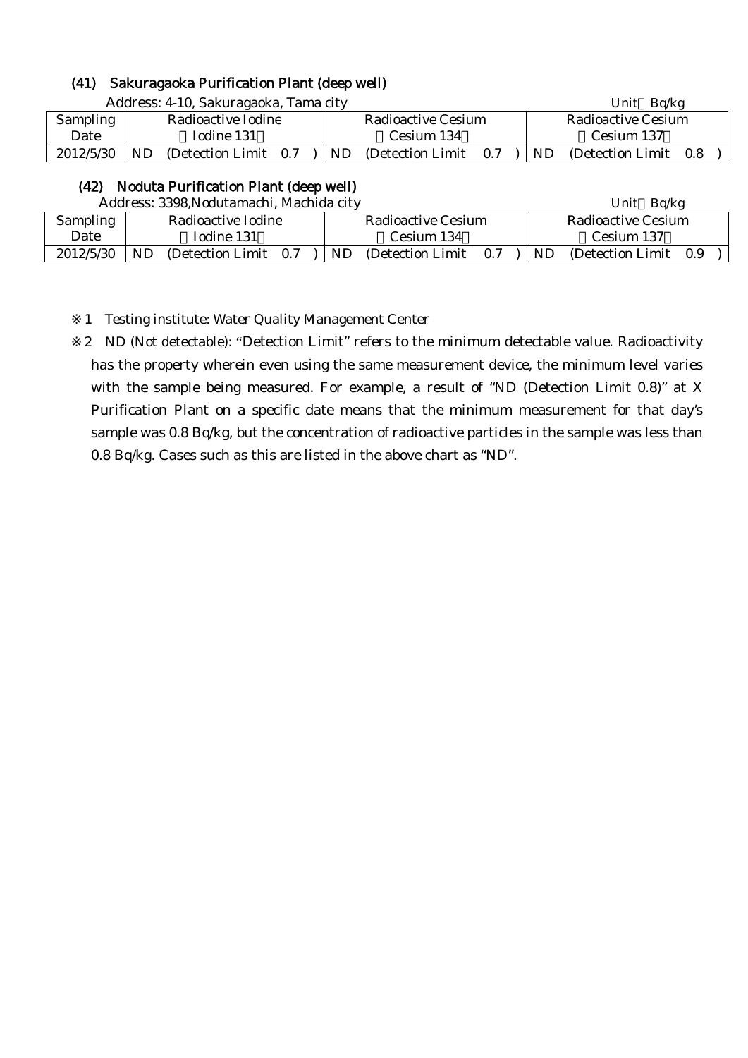### (41) Sakuragaoka Purification Plant (deep well)

Address: 4-10, Sakuragaoka, Tama city

Unit Bq/kg

| Sampling Date | Radioactive Iodine (Iodine 131) | Radioactive Cesium (Cesium 134) | Radioactive Cesium (Cesium 137) |
|---|---|---|---|
| 2012/5/30 | ND (Detection Limit 0.7 ) | ND (Detection Limit 0.7 ) | ND (Detection Limit 0.8 ) |

### (42) Noduta Purification Plant (deep well)

Address: 3398,Nodutamachi, Machida city

Unit Bq/kg

| Sampling Date | Radioactive Iodine (Iodine 131) | Radioactive Cesium (Cesium 134) | Radioactive Cesium (Cesium 137) |
|---|---|---|---|
| 2012/5/30 | ND (Detection Limit 0.7 ) | ND (Detection Limit 0.7 ) | ND (Detection Limit 0.9 ) |

※1 Testing institute: Water Quality Management Center

※2 ND (Not detectable): "Detection Limit" refers to the minimum detectable value. Radioactivity has the property wherein even using the same measurement device, the minimum level varies with the sample being measured. For example, a result of "ND (Detection Limit 0.8)" at X Purification Plant on a specific date means that the minimum measurement for that day's sample was 0.8 Bq/kg, but the concentration of radioactive particles in the sample was less than 0.8 Bq/kg. Cases such as this are listed in the above chart as "ND".